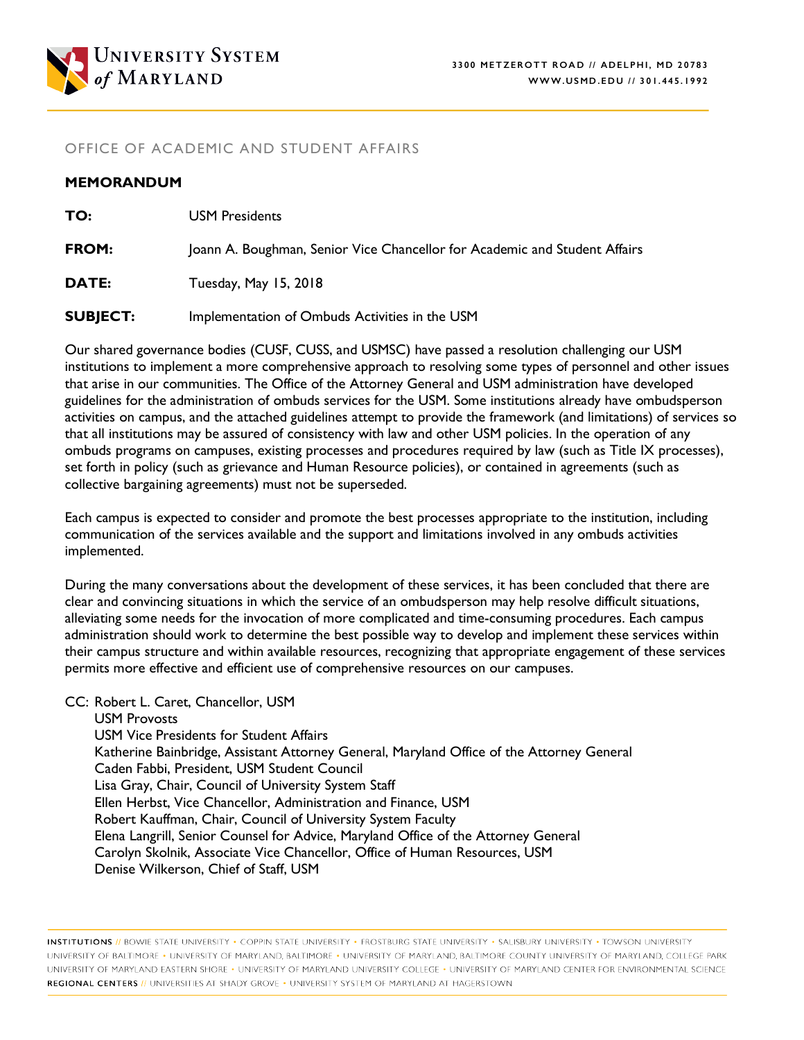UNIVERSITY SYSTEM *of* MARYLAND

3300 METZEROTT ROAD // ADELPHI, MD 20783
WWW.USMD.EDU // 301.445.1992

OFFICE OF ACADEMIC AND STUDENT AFFAIRS

**MEMORANDUM**

**TO:** USM Presidents

**FROM:** Joann A. Boughman, Senior Vice Chancellor for Academic and Student Affairs

**DATE:** Tuesday, May 15, 2018

**SUBJECT:** Implementation of Ombuds Activities in the USM

Our shared governance bodies (CUSF, CUSS, and USMSC) have passed a resolution challenging our USM institutions to implement a more comprehensive approach to resolving some types of personnel and other issues that arise in our communities. The Office of the Attorney General and USM administration have developed guidelines for the administration of ombuds services for the USM. Some institutions already have ombudsperson activities on campus, and the attached guidelines attempt to provide the framework (and limitations) of services so that all institutions may be assured of consistency with law and other USM policies. In the operation of any ombuds programs on campuses, existing processes and procedures required by law (such as Title IX processes), set forth in policy (such as grievance and Human Resource policies), or contained in agreements (such as collective bargaining agreements) must not be superseded.

Each campus is expected to consider and promote the best processes appropriate to the institution, including communication of the services available and the support and limitations involved in any ombuds activities implemented.

During the many conversations about the development of these services, it has been concluded that there are clear and convincing situations in which the service of an ombudsperson may help resolve difficult situations, alleviating some needs for the invocation of more complicated and time-consuming procedures. Each campus administration should work to determine the best possible way to develop and implement these services within their campus structure and within available resources, recognizing that appropriate engagement of these services permits more effective and efficient use of comprehensive resources on our campuses.

CC: Robert L. Caret, Chancellor, USM
USM Provosts
USM Vice Presidents for Student Affairs
Katherine Bainbridge, Assistant Attorney General, Maryland Office of the Attorney General
Caden Fabbi, President, USM Student Council
Lisa Gray, Chair, Council of University System Staff
Ellen Herbst, Vice Chancellor, Administration and Finance, USM
Robert Kauffman, Chair, Council of University System Faculty
Elena Langrill, Senior Counsel for Advice, Maryland Office of the Attorney General
Carolyn Skolnik, Associate Vice Chancellor, Office of Human Resources, USM
Denise Wilkerson, Chief of Staff, USM

**INSTITUTIONS** // BOWIE STATE UNIVERSITY • COPPIN STATE UNIVERSITY • FROSTBURG STATE UNIVERSITY • SALISBURY UNIVERSITY • TOWSON UNIVERSITY
UNIVERSITY OF BALTIMORE • UNIVERSITY OF MARYLAND, BALTIMORE • UNIVERSITY OF MARYLAND, BALTIMORE COUNTY UNIVERSITY OF MARYLAND, COLLEGE PARK
UNIVERSITY OF MARYLAND EASTERN SHORE • UNIVERSITY OF MARYLAND UNIVERSITY COLLEGE • UNIVERSITY OF MARYLAND CENTER FOR ENVIRONMENTAL SCIENCE
**REGIONAL CENTERS** // UNIVERSITIES AT SHADY GROVE • UNIVERSITY SYSTEM OF MARYLAND AT HAGERSTOWN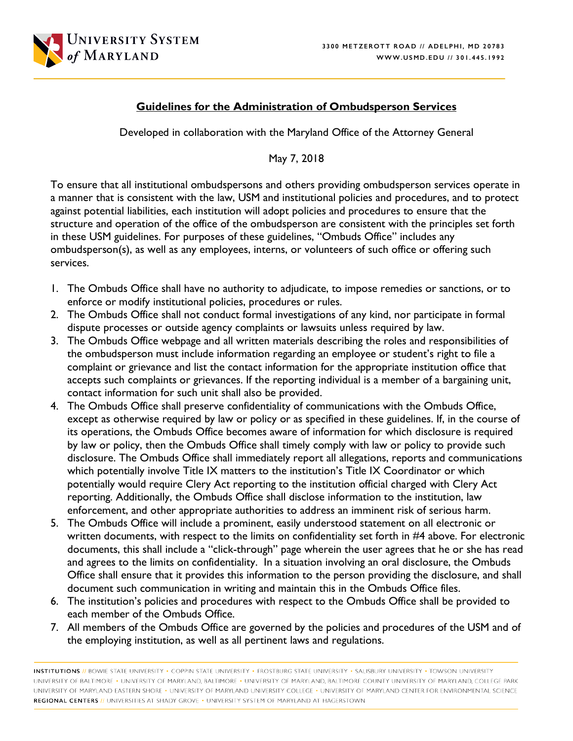## Guidelines for the Administration of Ombudsperson Services

Developed in collaboration with the Maryland Office of the Attorney General

May 7, 2018

To ensure that all institutional ombudspersons and others providing ombudsperson services operate in a manner that is consistent with the law, USM and institutional policies and procedures, and to protect against potential liabilities, each institution will adopt policies and procedures to ensure that the structure and operation of the office of the ombudsperson are consistent with the principles set forth in these USM guidelines. For purposes of these guidelines, "Ombuds Office" includes any ombudsperson(s), as well as any employees, interns, or volunteers of such office or offering such services.

1. The Ombuds Office shall have no authority to adjudicate, to impose remedies or sanctions, or to enforce or modify institutional policies, procedures or rules.
2. The Ombuds Office shall not conduct formal investigations of any kind, nor participate in formal dispute processes or outside agency complaints or lawsuits unless required by law.
3. The Ombuds Office webpage and all written materials describing the roles and responsibilities of the ombudsperson must include information regarding an employee or student's right to file a complaint or grievance and list the contact information for the appropriate institution office that accepts such complaints or grievances. If the reporting individual is a member of a bargaining unit, contact information for such unit shall also be provided.
4. The Ombuds Office shall preserve confidentiality of communications with the Ombuds Office, except as otherwise required by law or policy or as specified in these guidelines. If, in the course of its operations, the Ombuds Office becomes aware of information for which disclosure is required by law or policy, then the Ombuds Office shall timely comply with law or policy to provide such disclosure. The Ombuds Office shall immediately report all allegations, reports and communications which potentially involve Title IX matters to the institution's Title IX Coordinator or which potentially would require Clery Act reporting to the institution official charged with Clery Act reporting. Additionally, the Ombuds Office shall disclose information to the institution, law enforcement, and other appropriate authorities to address an imminent risk of serious harm.
5. The Ombuds Office will include a prominent, easily understood statement on all electronic or written documents, with respect to the limits on confidentiality set forth in #4 above. For electronic documents, this shall include a "click-through" page wherein the user agrees that he or she has read and agrees to the limits on confidentiality. In a situation involving an oral disclosure, the Ombuds Office shall ensure that it provides this information to the person providing the disclosure, and shall document such communication in writing and maintain this in the Ombuds Office files.
6. The institution's policies and procedures with respect to the Ombuds Office shall be provided to each member of the Ombuds Office.
7. All members of the Ombuds Office are governed by the policies and procedures of the USM and of the employing institution, as well as all pertinent laws and regulations.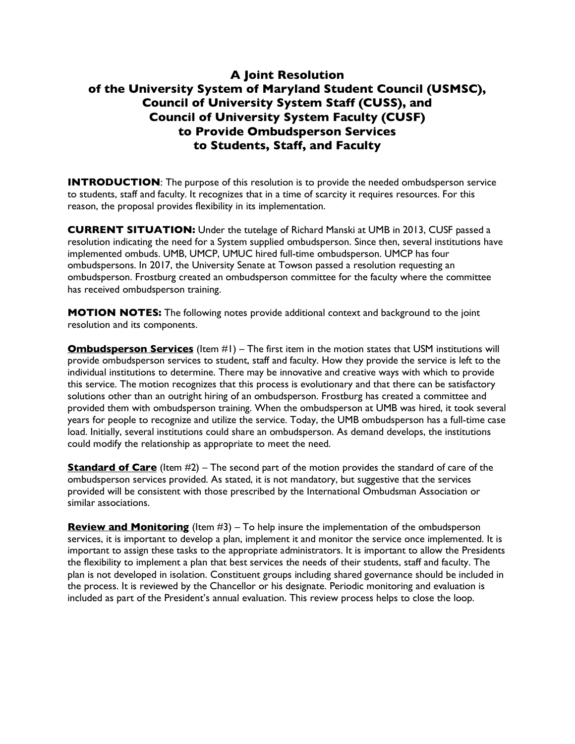# A Joint Resolution of the University System of Maryland Student Council (USMSC), Council of University System Staff (CUSS), and Council of University System Faculty (CUSF) to Provide Ombudsperson Services to Students, Staff, and Faculty

**INTRODUCTION**: The purpose of this resolution is to provide the needed ombudsperson service to students, staff and faculty. It recognizes that in a time of scarcity it requires resources. For this reason, the proposal provides flexibility in its implementation.

**CURRENT SITUATION:** Under the tutelage of Richard Manski at UMB in 2013, CUSF passed a resolution indicating the need for a System supplied ombudsperson. Since then, several institutions have implemented ombuds. UMB, UMCP, UMUC hired full-time ombudsperson. UMCP has four ombudspersons. In 2017, the University Senate at Towson passed a resolution requesting an ombudsperson. Frostburg created an ombudsperson committee for the faculty where the committee has received ombudsperson training.

**MOTION NOTES:** The following notes provide additional context and background to the joint resolution and its components.

**Ombudsperson Services** (Item #1) – The first item in the motion states that USM institutions will provide ombudsperson services to student, staff and faculty. How they provide the service is left to the individual institutions to determine. There may be innovative and creative ways with which to provide this service. The motion recognizes that this process is evolutionary and that there can be satisfactory solutions other than an outright hiring of an ombudsperson. Frostburg has created a committee and provided them with ombudsperson training. When the ombudsperson at UMB was hired, it took several years for people to recognize and utilize the service. Today, the UMB ombudsperson has a full-time case load. Initially, several institutions could share an ombudsperson. As demand develops, the institutions could modify the relationship as appropriate to meet the need.

**Standard of Care** (Item #2) – The second part of the motion provides the standard of care of the ombudsperson services provided. As stated, it is not mandatory, but suggestive that the services provided will be consistent with those prescribed by the International Ombudsman Association or similar associations.

**Review and Monitoring** (Item #3) – To help insure the implementation of the ombudsperson services, it is important to develop a plan, implement it and monitor the service once implemented. It is important to assign these tasks to the appropriate administrators. It is important to allow the Presidents the flexibility to implement a plan that best services the needs of their students, staff and faculty. The plan is not developed in isolation. Constituent groups including shared governance should be included in the process. It is reviewed by the Chancellor or his designate. Periodic monitoring and evaluation is included as part of the President's annual evaluation. This review process helps to close the loop.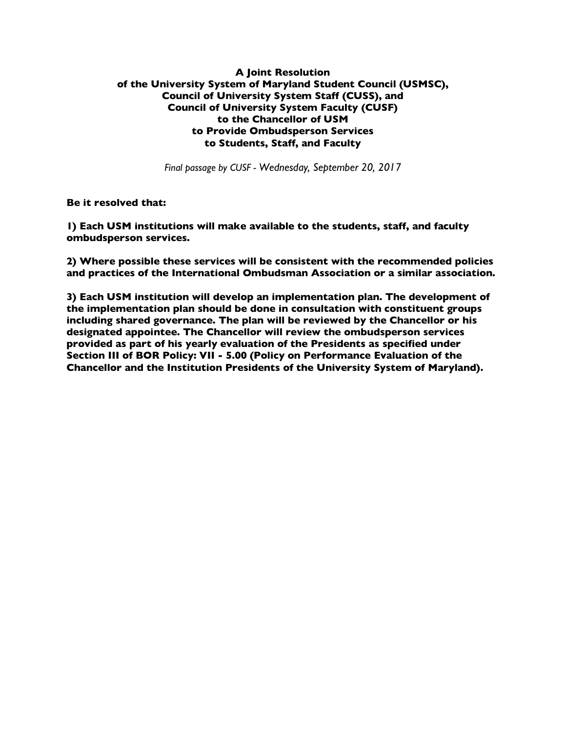**A Joint Resolution**
**of the University System of Maryland Student Council (USMSC),**
**Council of University System Staff (CUSS), and**
**Council of University System Faculty (CUSF)**
**to the Chancellor of USM**
**to Provide Ombudsperson Services**
**to Students, Staff, and Faculty**

*Final passage by CUSF - Wednesday, September 20, 2017*

**Be it resolved that:**

**1) Each USM institutions will make available to the students, staff, and faculty ombudsperson services.**

**2) Where possible these services will be consistent with the recommended policies and practices of the International Ombudsman Association or a similar association.**

**3) Each USM institution will develop an implementation plan. The development of the implementation plan should be done in consultation with constituent groups including shared governance. The plan will be reviewed by the Chancellor or his designated appointee. The Chancellor will review the ombudsperson services provided as part of his yearly evaluation of the Presidents as specified under Section III of BOR Policy: VII - 5.00 (Policy on Performance Evaluation of the Chancellor and the Institution Presidents of the University System of Maryland).**